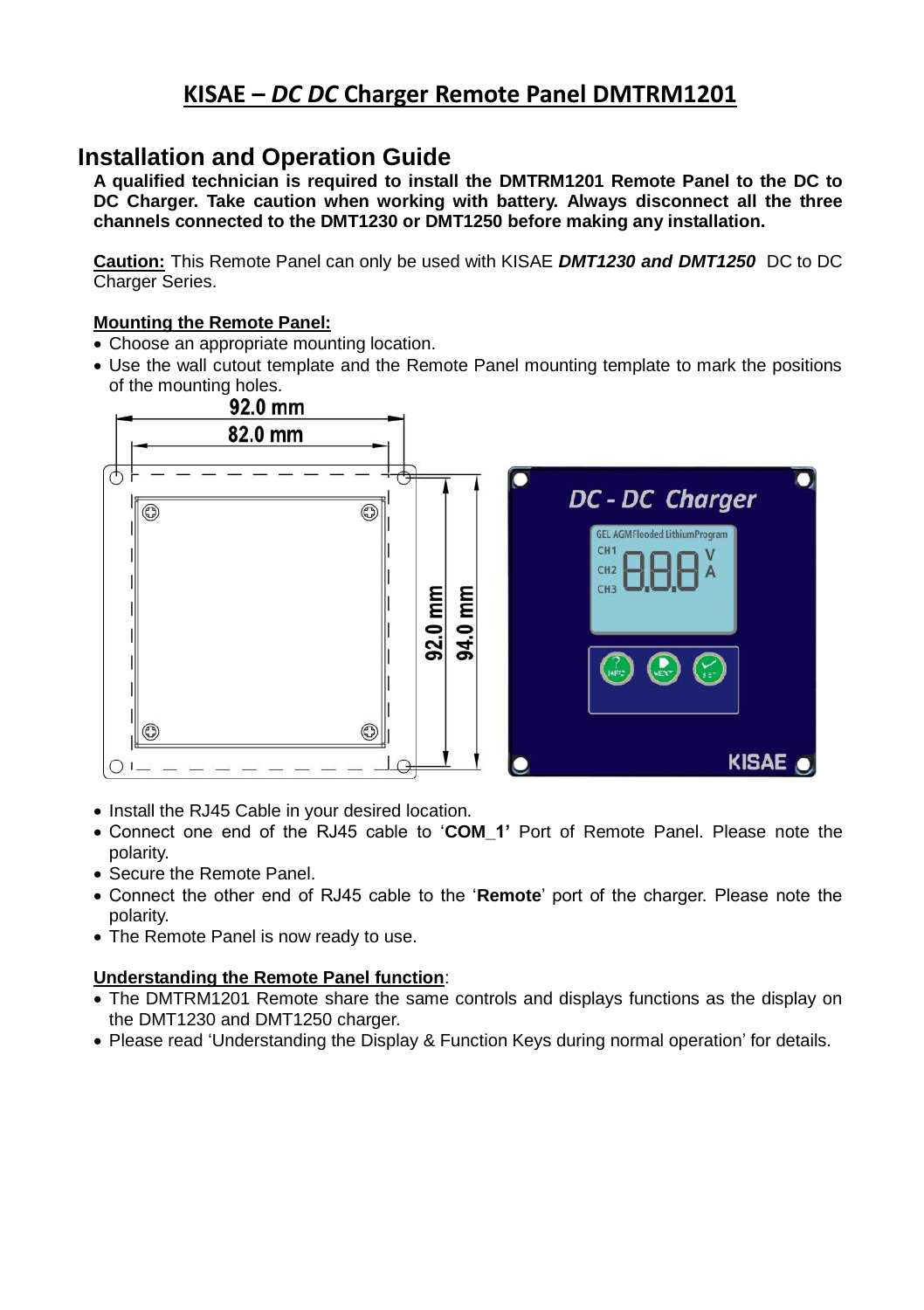# KISAE – *DC DC* Charger Remote Panel DMTRM1201

## Installation and Operation Guide

**A qualified technician is required to install the DMTRM1201 Remote Panel to the DC to DC Charger. Take caution when working with battery. Always disconnect all the three channels connected to the DMT1230 or DMT1250 before making any installation.**

**Caution:** This Remote Panel can only be used with KISAE ***DMT1230 and DMT1250*** DC to DC Charger Series.

**Mounting the Remote Panel:**

- Choose an appropriate mounting location.
- Use the wall cutout template and the Remote Panel mounting template to mark the positions of the mounting holes.

- Install the RJ45 Cable in your desired location.
- Connect one end of the RJ45 cable to '**COM_1'** Port of Remote Panel. Please note the polarity.
- Secure the Remote Panel.
- Connect the other end of RJ45 cable to the '**Remote**' port of the charger. Please note the polarity.
- The Remote Panel is now ready to use.

**Understanding the Remote Panel function**:

- The DMTRM1201 Remote share the same controls and displays functions as the display on the DMT1230 and DMT1250 charger.
- Please read 'Understanding the Display & Function Keys during normal operation' for details.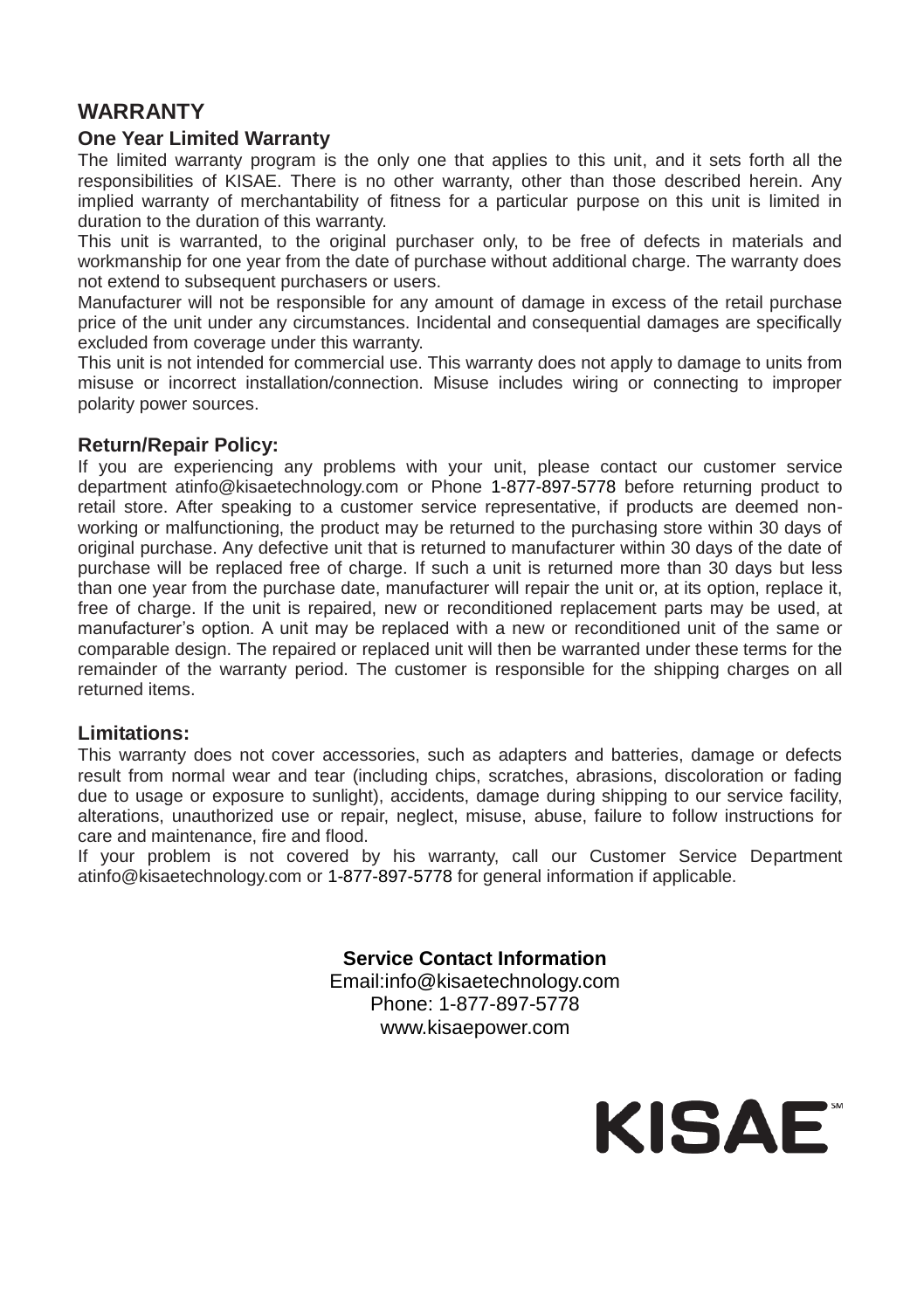## WARRANTY

### One Year Limited Warranty

The limited warranty program is the only one that applies to this unit, and it sets forth all the responsibilities of KISAE. There is no other warranty, other than those described herein. Any implied warranty of merchantability of fitness for a particular purpose on this unit is limited in duration to the duration of this warranty.

This unit is warranted, to the original purchaser only, to be free of defects in materials and workmanship for one year from the date of purchase without additional charge. The warranty does not extend to subsequent purchasers or users.

Manufacturer will not be responsible for any amount of damage in excess of the retail purchase price of the unit under any circumstances. Incidental and consequential damages are specifically excluded from coverage under this warranty.

This unit is not intended for commercial use. This warranty does not apply to damage to units from misuse or incorrect installation/connection. Misuse includes wiring or connecting to improper polarity power sources.

### Return/Repair Policy:

If you are experiencing any problems with your unit, please contact our customer service department atinfo@kisaetechnology.com or Phone 1-877-897-5778 before returning product to retail store. After speaking to a customer service representative, if products are deemed non-working or malfunctioning, the product may be returned to the purchasing store within 30 days of original purchase. Any defective unit that is returned to manufacturer within 30 days of the date of purchase will be replaced free of charge. If such a unit is returned more than 30 days but less than one year from the purchase date, manufacturer will repair the unit or, at its option, replace it, free of charge. If the unit is repaired, new or reconditioned replacement parts may be used, at manufacturer's option. A unit may be replaced with a new or reconditioned unit of the same or comparable design. The repaired or replaced unit will then be warranted under these terms for the remainder of the warranty period. The customer is responsible for the shipping charges on all returned items.

### Limitations:

This warranty does not cover accessories, such as adapters and batteries, damage or defects result from normal wear and tear (including chips, scratches, abrasions, discoloration or fading due to usage or exposure to sunlight), accidents, damage during shipping to our service facility, alterations, unauthorized use or repair, neglect, misuse, abuse, failure to follow instructions for care and maintenance, fire and flood.

If your problem is not covered by his warranty, call our Customer Service Department atinfo@kisaetechnology.com or 1-877-897-5778 for general information if applicable.

**Service Contact Information**

Email:info@kisaetechnology.com

Phone: 1-877-897-5778

www.kisaepower.com

KISAE℠